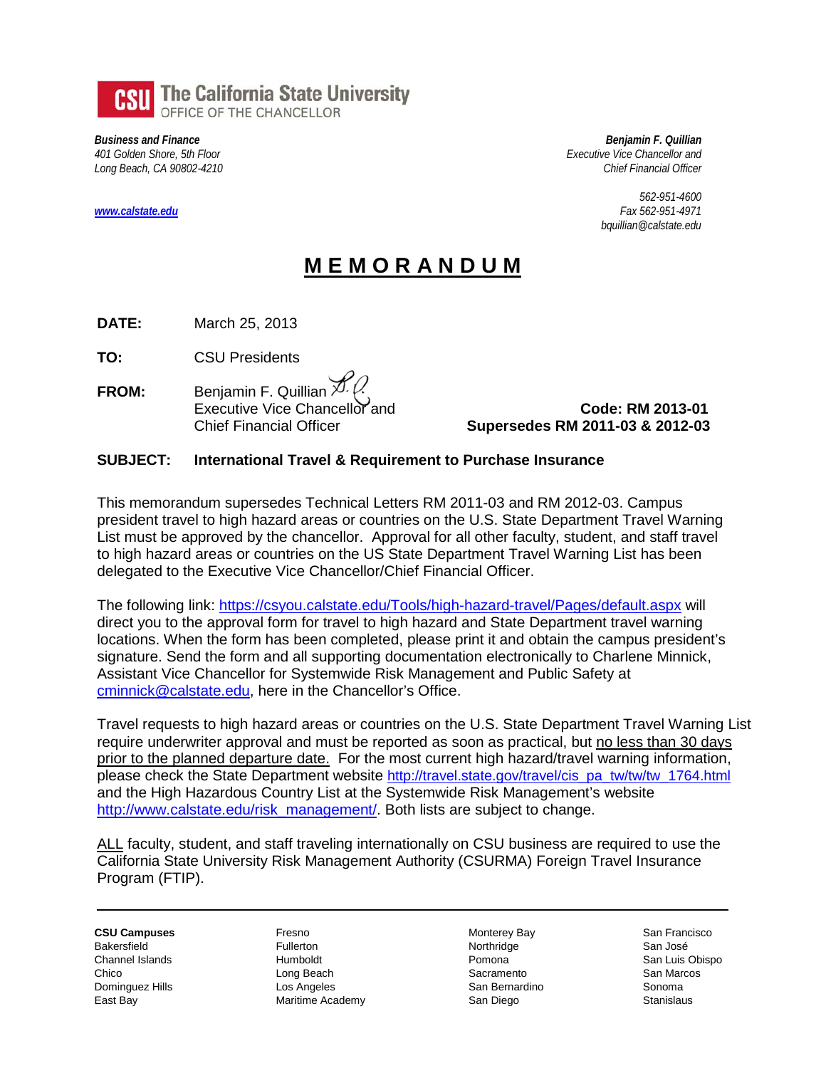**The California State University**
OFFICE OF THE CHANCELLOR

***Business and Finance***
*401 Golden Shore, 5th Floor*
*Long Beach, CA 90802-4210*

***Benjamin F. Quillian***
*Executive Vice Chancellor and*
*Chief Financial Officer*

*562-951-4600*
*Fax 562-951-4971*
*bquillian@calstate.edu*

*www.calstate.edu*

# MEMORANDUM

**DATE:** March 25, 2013

**TO:** CSU Presidents

**FROM:** Benjamin F. Quillian
Executive Vice Chancellor and
Chief Financial Officer

**Code: RM 2013-01**
**Supersedes RM 2011-03 & 2012-03**

**SUBJECT: International Travel & Requirement to Purchase Insurance**

This memorandum supersedes Technical Letters RM 2011-03 and RM 2012-03. Campus president travel to high hazard areas or countries on the U.S. State Department Travel Warning List must be approved by the chancellor. Approval for all other faculty, student, and staff travel to high hazard areas or countries on the US State Department Travel Warning List has been delegated to the Executive Vice Chancellor/Chief Financial Officer.

The following link: https://csyou.calstate.edu/Tools/high-hazard-travel/Pages/default.aspx will direct you to the approval form for travel to high hazard and State Department travel warning locations. When the form has been completed, please print it and obtain the campus president's signature. Send the form and all supporting documentation electronically to Charlene Minnick, Assistant Vice Chancellor for Systemwide Risk Management and Public Safety at cminnick@calstate.edu, here in the Chancellor's Office.

Travel requests to high hazard areas or countries on the U.S. State Department Travel Warning List require underwriter approval and must be reported as soon as practical, but no less than 30 days prior to the planned departure date. For the most current high hazard/travel warning information, please check the State Department website http://travel.state.gov/travel/cis_pa_tw/tw/tw_1764.html and the High Hazardous Country List at the Systemwide Risk Management's website http://www.calstate.edu/risk_management/. Both lists are subject to change.

ALL faculty, student, and staff traveling internationally on CSU business are required to use the California State University Risk Management Authority (CSURMA) Foreign Travel Insurance Program (FTIP).

---

**CSU Campuses**
Bakersfield
Channel Islands
Chico
Dominguez Hills
East Bay
Fresno
Fullerton
Humboldt
Long Beach
Los Angeles
Maritime Academy
Monterey Bay
Northridge
Pomona
Sacramento
San Bernardino
San Diego
San Francisco
San José
San Luis Obispo
San Marcos
Sonoma
Stanislaus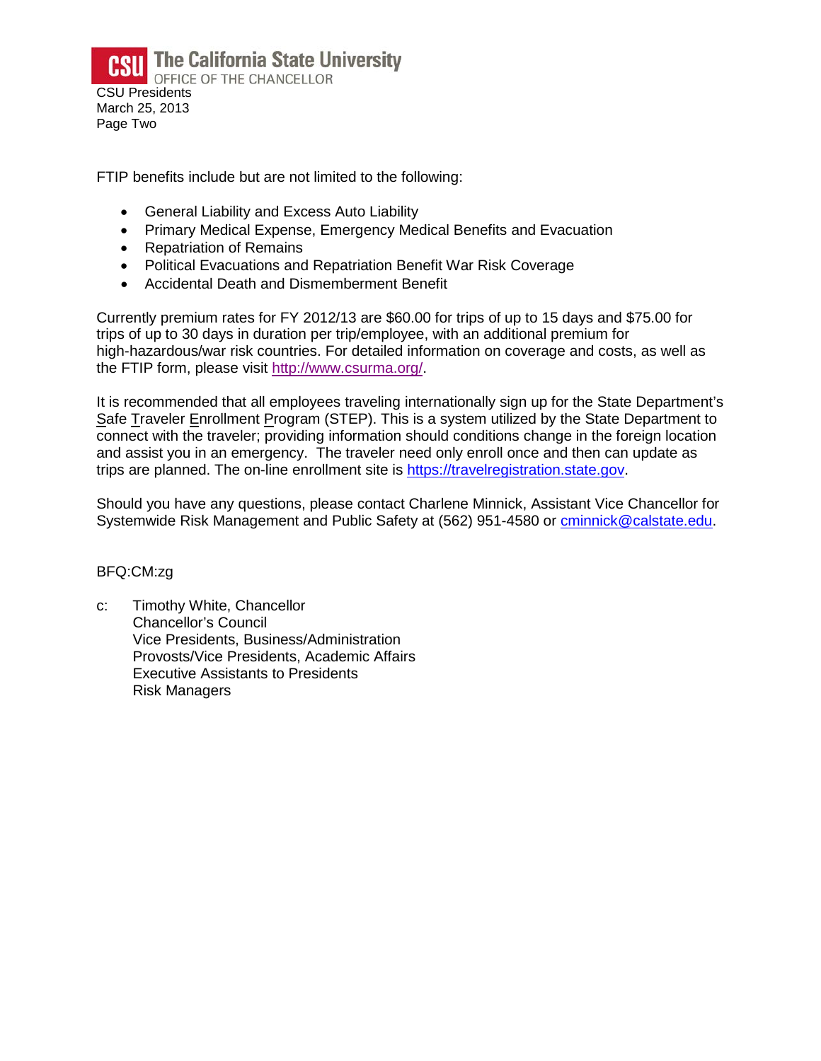FTIP benefits include but are not limited to the following:

- General Liability and Excess Auto Liability
- Primary Medical Expense, Emergency Medical Benefits and Evacuation
- Repatriation of Remains
- Political Evacuations and Repatriation Benefit War Risk Coverage
- Accidental Death and Dismemberment Benefit

Currently premium rates for FY 2012/13 are $60.00 for trips of up to 15 days and $75.00 for trips of up to 30 days in duration per trip/employee, with an additional premium for high-hazardous/war risk countries. For detailed information on coverage and costs, as well as the FTIP form, please visit http://www.csurma.org/.

It is recommended that all employees traveling internationally sign up for the State Department's Safe Traveler Enrollment Program (STEP). This is a system utilized by the State Department to connect with the traveler; providing information should conditions change in the foreign location and assist you in an emergency. The traveler need only enroll once and then can update as trips are planned. The on-line enrollment site is https://travelregistration.state.gov.

Should you have any questions, please contact Charlene Minnick, Assistant Vice Chancellor for Systemwide Risk Management and Public Safety at (562) 951-4580 or cminnick@calstate.edu.

BFQ:CM:zg

c: Timothy White, Chancellor
Chancellor's Council
Vice Presidents, Business/Administration
Provosts/Vice Presidents, Academic Affairs
Executive Assistants to Presidents
Risk Managers